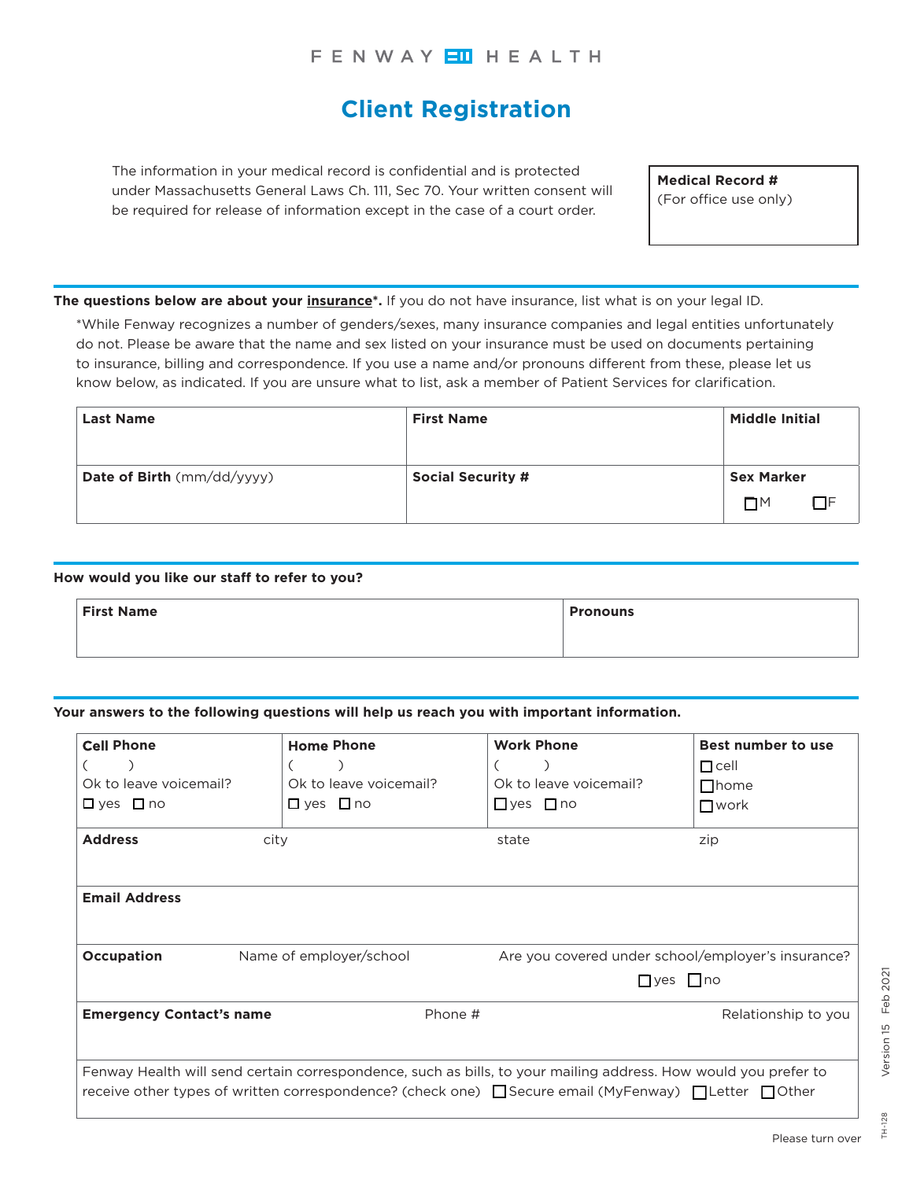FENWAY HEALTH

# Client Registration

The information in your medical record is confidential and is protected under Massachusetts General Laws Ch. 111, Sec 70. Your written consent will be required for release of information except in the case of a court order.

| **Medical Record #** (For office use only) |
|---|
| |

**The questions below are about your <u>insurance</u>\*.** If you do not have insurance, list what is on your legal ID.

*While Fenway recognizes a number of genders/sexes, many insurance companies and legal entities unfortunately do not. Please be aware that the name and sex listed on your insurance must be used on documents pertaining to insurance, billing and correspondence. If you use a name and/or pronouns different from these, please let us know below, as indicated. If you are unsure what to list, ask a member of Patient Services for clarification.

| **Last Name** | **First Name** | **Middle Initial** |
|---|---|---|
| **Date of Birth** (mm/dd/yyyy) | **Social Security #** | **Sex Marker** ☐M ☐F |

**How would you like our staff to refer to you?**

| **First Name** | **Pronouns** |
|---|---|
| | |

**Your answers to the following questions will help us reach you with important information.**

| **Cell Phone** | **Home Phone** | **Work Phone** | **Best number to use** |
|---|---|---|---|
| ( ) Ok to leave voicemail? ☐ yes ☐ no | ( ) Ok to leave voicemail? ☐ yes ☐ no | ( ) Ok to leave voicemail? ☐ yes ☐ no | ☐cell ☐home ☐work |
| **Address** city | | state | zip |
| **Email Address** | | | |
| **Occupation** Name of employer/school | | Are you covered under school/employer's insurance? ☐yes ☐no | |
| **Emergency Contact's name** | Phone # | | Relationship to you |
| Fenway Health will send certain correspondence, such as bills, to your mailing address. How would you prefer to receive other types of written correspondence? (check one) ☐Secure email (MyFenway) ☐Letter ☐Other | | | |

Version 15 Feb 2021

TH-128

Please turn over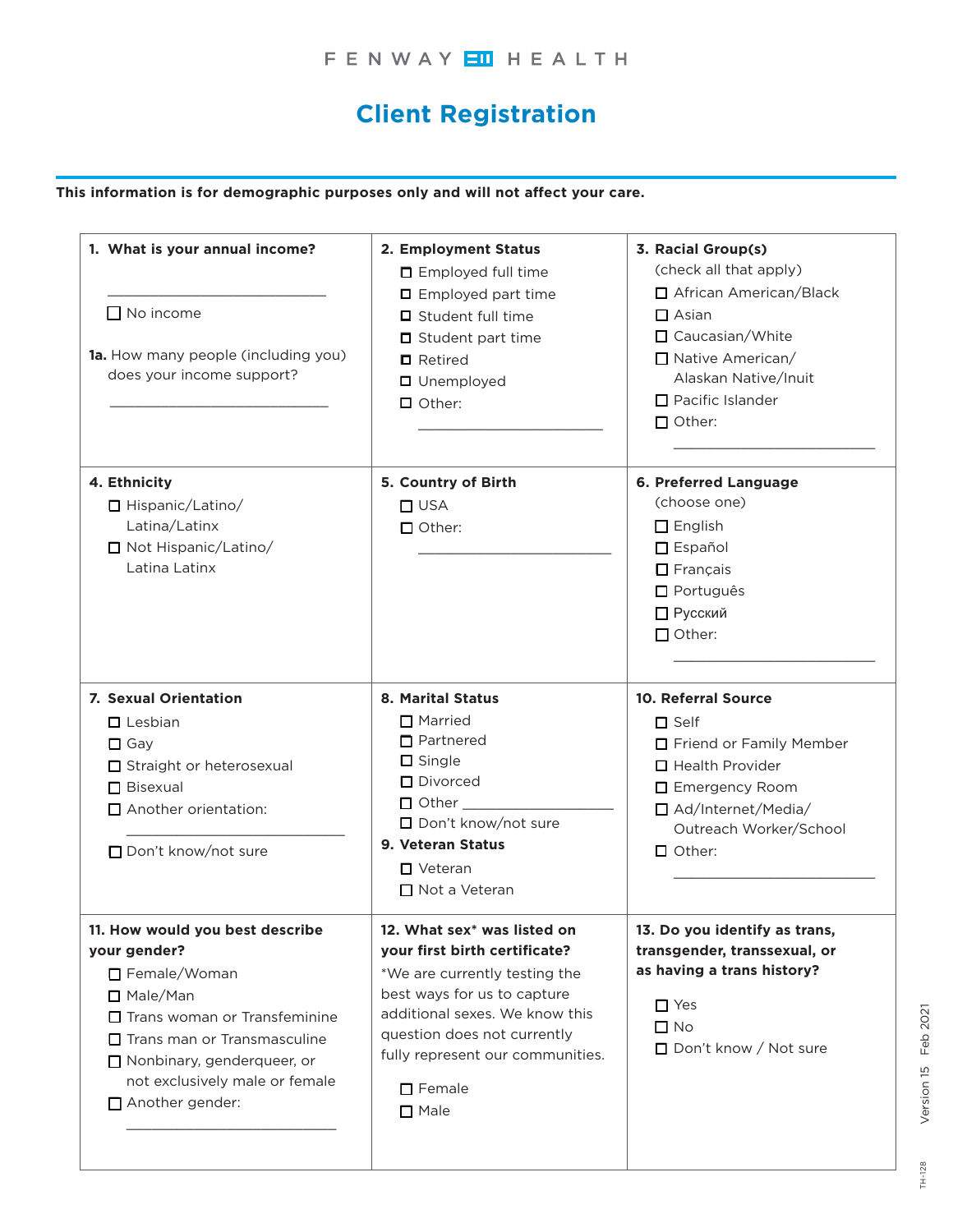FENWAY HEALTH

# Client Registration

**This information is for demographic purposes only and will not affect your care.**

**1. What is your annual income?**

______________________________

- ☐ No income

**1a.** How many people (including you) does your income support?

______________________________

**2. Employment Status**

- ☐ Employed full time
- ☐ Employed part time
- ☐ Student full time
- ☐ Student part time
- ☐ Retired
- ☐ Unemployed
- ☐ Other: ______________________________

**3. Racial Group(s)**
(check all that apply)

- ☐ African American/Black
- ☐ Asian
- ☐ Caucasian/White
- ☐ Native American/Alaskan Native/Inuit
- ☐ Pacific Islander
- ☐ Other: ______________________________

**4. Ethnicity**

- ☐ Hispanic/Latino/Latina/Latinx
- ☐ Not Hispanic/Latino/Latina Latinx

**5. Country of Birth**

- ☐ USA
- ☐ Other: ______________________________

**6. Preferred Language**
(choose one)

- ☐ English
- ☐ Español
- ☐ Français
- ☐ Português
- ☐ Русский
- ☐ Other: ______________________________

**7. Sexual Orientation**

- ☐ Lesbian
- ☐ Gay
- ☐ Straight or heterosexual
- ☐ Bisexual
- ☐ Another orientation: ______________________________
- ☐ Don't know/not sure

**8. Marital Status**

- ☐ Married
- ☐ Partnered
- ☐ Single
- ☐ Divorced
- ☐ Other ______________________________
- ☐ Don't know/not sure

**9. Veteran Status**

- ☐ Veteran
- ☐ Not a Veteran

**10. Referral Source**

- ☐ Self
- ☐ Friend or Family Member
- ☐ Health Provider
- ☐ Emergency Room
- ☐ Ad/Internet/Media/Outreach Worker/School
- ☐ Other: ______________________________

**11. How would you best describe your gender?**

- ☐ Female/Woman
- ☐ Male/Man
- ☐ Trans woman or Transfeminine
- ☐ Trans man or Transmasculine
- ☐ Nonbinary, genderqueer, or not exclusively male or female
- ☐ Another gender: ______________________________

**12. What sex* was listed on your first birth certificate?**

*We are currently testing the best ways for us to capture additional sexes. We know this question does not currently fully represent our communities.

- ☐ Female
- ☐ Male

**13. Do you identify as trans, transgender, transsexual, or as having a trans history?**

- ☐ Yes
- ☐ No
- ☐ Don't know / Not sure

Version 15 Feb 2021

TH-128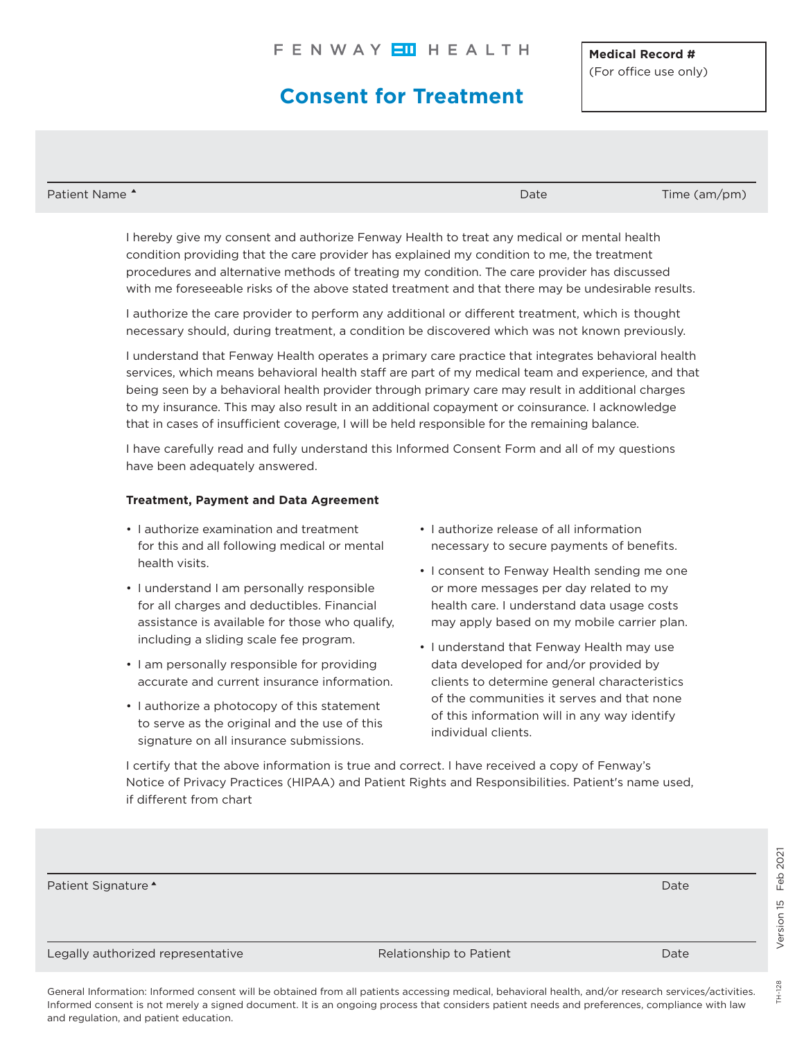FENWAY HEALTH

# Consent for Treatment

**Medical Record #**
(For office use only)

Patient Name ▲ | Date | Time (am/pm)

I hereby give my consent and authorize Fenway Health to treat any medical or mental health condition providing that the care provider has explained my condition to me, the treatment procedures and alternative methods of treating my condition. The care provider has discussed with me foreseeable risks of the above stated treatment and that there may be undesirable results.

I authorize the care provider to perform any additional or different treatment, which is thought necessary should, during treatment, a condition be discovered which was not known previously.

I understand that Fenway Health operates a primary care practice that integrates behavioral health services, which means behavioral health staff are part of my medical team and experience, and that being seen by a behavioral health provider through primary care may result in additional charges to my insurance. This may also result in an additional copayment or coinsurance. I acknowledge that in cases of insufficient coverage, I will be held responsible for the remaining balance.

I have carefully read and fully understand this Informed Consent Form and all of my questions have been adequately answered.

**Treatment, Payment and Data Agreement**

- I authorize examination and treatment for this and all following medical or mental health visits.
- I understand I am personally responsible for all charges and deductibles. Financial assistance is available for those who qualify, including a sliding scale fee program.
- I am personally responsible for providing accurate and current insurance information.
- I authorize a photocopy of this statement to serve as the original and the use of this signature on all insurance submissions.
- I authorize release of all information necessary to secure payments of benefits.
- I consent to Fenway Health sending me one or more messages per day related to my health care. I understand data usage costs may apply based on my mobile carrier plan.
- I understand that Fenway Health may use data developed for and/or provided by clients to determine general characteristics of the communities it serves and that none of this information will in any way identify individual clients.

I certify that the above information is true and correct. I have received a copy of Fenway's Notice of Privacy Practices (HIPAA) and Patient Rights and Responsibilities. Patient's name used, if different from chart

Patient Signature ▲ | Date

Legally authorized representative | Relationship to Patient | Date

General Information: Informed consent will be obtained from all patients accessing medical, behavioral health, and/or research services/activities. Informed consent is not merely a signed document. It is an ongoing process that considers patient needs and preferences, compliance with law and regulation, and patient education.

Version 15 Feb 2021

TH-128